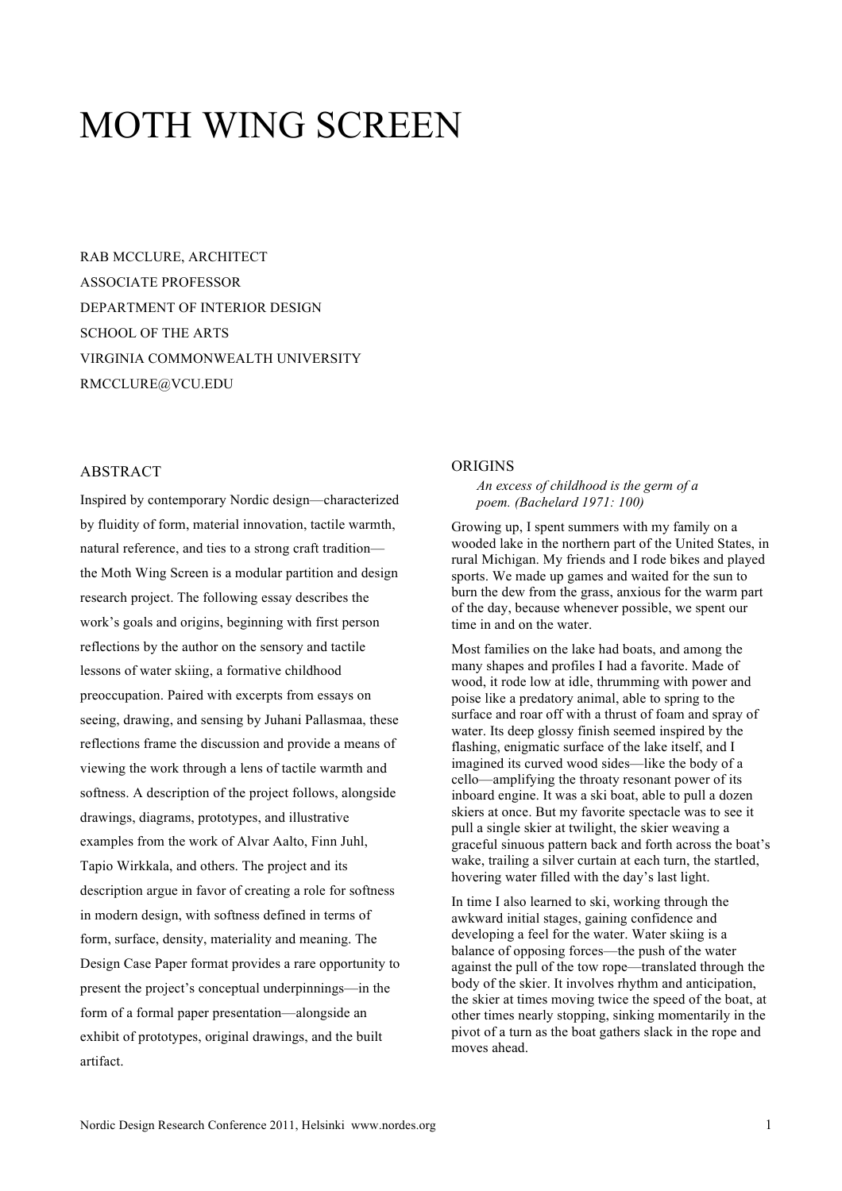# MOTH WING SCREEN

RAB MCCLURE, ARCHITECT
ASSOCIATE PROFESSOR
DEPARTMENT OF INTERIOR DESIGN
SCHOOL OF THE ARTS
VIRGINIA COMMONWEALTH UNIVERSITY
RMCCLURE@VCU.EDU

## ABSTRACT

Inspired by contemporary Nordic design—characterized by fluidity of form, material innovation, tactile warmth, natural reference, and ties to a strong craft tradition—the Moth Wing Screen is a modular partition and design research project. The following essay describes the work's goals and origins, beginning with first person reflections by the author on the sensory and tactile lessons of water skiing, a formative childhood preoccupation. Paired with excerpts from essays on seeing, drawing, and sensing by Juhani Pallasmaa, these reflections frame the discussion and provide a means of viewing the work through a lens of tactile warmth and softness. A description of the project follows, alongside drawings, diagrams, prototypes, and illustrative examples from the work of Alvar Aalto, Finn Juhl, Tapio Wirkkala, and others. The project and its description argue in favor of creating a role for softness in modern design, with softness defined in terms of form, surface, density, materiality and meaning. The Design Case Paper format provides a rare opportunity to present the project's conceptual underpinnings—in the form of a formal paper presentation—alongside an exhibit of prototypes, original drawings, and the built artifact.

## ORIGINS

> *An excess of childhood is the germ of a poem. (Bachelard 1971: 100)*

Growing up, I spent summers with my family on a wooded lake in the northern part of the United States, in rural Michigan. My friends and I rode bikes and played sports. We made up games and waited for the sun to burn the dew from the grass, anxious for the warm part of the day, because whenever possible, we spent our time in and on the water.

Most families on the lake had boats, and among the many shapes and profiles I had a favorite. Made of wood, it rode low at idle, thrumming with power and poise like a predatory animal, able to spring to the surface and roar off with a thrust of foam and spray of water. Its deep glossy finish seemed inspired by the flashing, enigmatic surface of the lake itself, and I imagined its curved wood sides—like the body of a cello—amplifying the throaty resonant power of its inboard engine. It was a ski boat, able to pull a dozen skiers at once. But my favorite spectacle was to see it pull a single skier at twilight, the skier weaving a graceful sinuous pattern back and forth across the boat's wake, trailing a silver curtain at each turn, the startled, hovering water filled with the day's last light.

In time I also learned to ski, working through the awkward initial stages, gaining confidence and developing a feel for the water. Water skiing is a balance of opposing forces—the push of the water against the pull of the tow rope—translated through the body of the skier. It involves rhythm and anticipation, the skier at times moving twice the speed of the boat, at other times nearly stopping, sinking momentarily in the pivot of a turn as the boat gathers slack in the rope and moves ahead.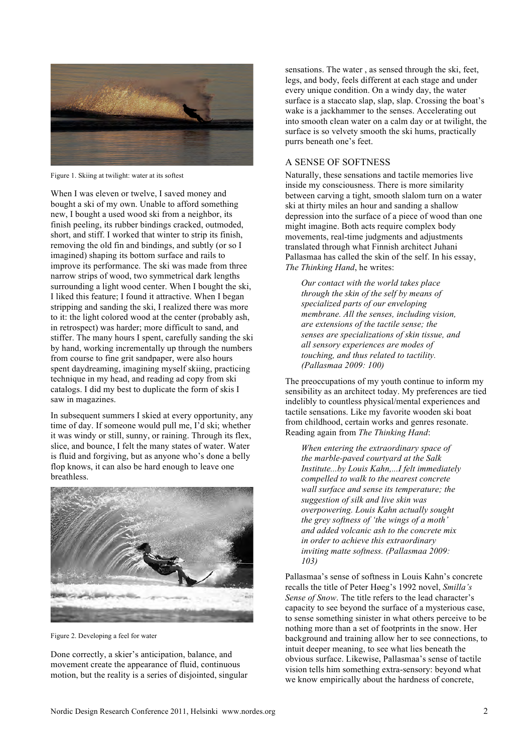Figure 1. Skiing at twilight: water at its softest

When I was eleven or twelve, I saved money and bought a ski of my own. Unable to afford something new, I bought a used wood ski from a neighbor, its finish peeling, its rubber bindings cracked, outmoded, short, and stiff. I worked that winter to strip its finish, removing the old fin and bindings, and subtly (or so I imagined) shaping its bottom surface and rails to improve its performance. The ski was made from three narrow strips of wood, two symmetrical dark lengths surrounding a light wood center. When I bought the ski, I liked this feature; I found it attractive. When I began stripping and sanding the ski, I realized there was more to it: the light colored wood at the center (probably ash, in retrospect) was harder; more difficult to sand, and stiffer. The many hours I spent, carefully sanding the ski by hand, working incrementally up through the numbers from course to fine grit sandpaper, were also hours spent daydreaming, imagining myself skiing, practicing technique in my head, and reading ad copy from ski catalogs. I did my best to duplicate the form of skis I saw in magazines.

In subsequent summers I skied at every opportunity, any time of day. If someone would pull me, I'd ski; whether it was windy or still, sunny, or raining. Through its flex, slice, and bounce, I felt the many states of water. Water is fluid and forgiving, but as anyone who's done a belly flop knows, it can also be hard enough to leave one breathless.

Figure 2. Developing a feel for water

Done correctly, a skier's anticipation, balance, and movement create the appearance of fluid, continuous motion, but the reality is a series of disjointed, singular sensations. The water , as sensed through the ski, feet, legs, and body, feels different at each stage and under every unique condition. On a windy day, the water surface is a staccato slap, slap, slap. Crossing the boat's wake is a jackhammer to the senses. Accelerating out into smooth clean water on a calm day or at twilight, the surface is so velvety smooth the ski hums, practically purrs beneath one's feet.

## A SENSE OF SOFTNESS

Naturally, these sensations and tactile memories live inside my consciousness. There is more similarity between carving a tight, smooth slalom turn on a water ski at thirty miles an hour and sanding a shallow depression into the surface of a piece of wood than one might imagine. Both acts require complex body movements, real-time judgments and adjustments translated through what Finnish architect Juhani Pallasmaa has called the skin of the self. In his essay, *The Thinking Hand*, he writes:

> *Our contact with the world takes place through the skin of the self by means of specialized parts of our enveloping membrane. All the senses, including vision, are extensions of the tactile sense; the senses are specializations of skin tissue, and all sensory experiences are modes of touching, and thus related to tactility. (Pallasmaa 2009: 100)*

The preoccupations of my youth continue to inform my sensibility as an architect today. My preferences are tied indelibly to countless physical/mental experiences and tactile sensations. Like my favorite wooden ski boat from childhood, certain works and genres resonate. Reading again from *The Thinking Hand*:

> *When entering the extraordinary space of the marble-paved courtyard at the Salk Institute...by Louis Kahn,...I felt immediately compelled to walk to the nearest concrete wall surface and sense its temperature; the suggestion of silk and live skin was overpowering. Louis Kahn actually sought the grey softness of 'the wings of a moth' and added volcanic ash to the concrete mix in order to achieve this extraordinary inviting matte softness. (Pallasmaa 2009: 103)*

Pallasmaa's sense of softness in Louis Kahn's concrete recalls the title of Peter Høeg's 1992 novel, *Smilla's Sense of Snow*. The title refers to the lead character's capacity to see beyond the surface of a mysterious case, to sense something sinister in what others perceive to be nothing more than a set of footprints in the snow. Her background and training allow her to see connections, to intuit deeper meaning, to see what lies beneath the obvious surface. Likewise, Pallasmaa's sense of tactile vision tells him something extra-sensory: beyond what we know empirically about the hardness of concrete,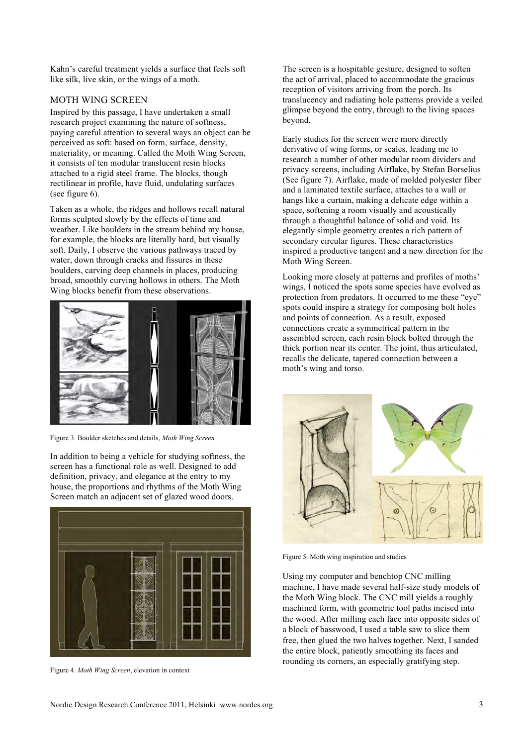Kahn's careful treatment yields a surface that feels soft like silk, live skin, or the wings of a moth.

## MOTH WING SCREEN

Inspired by this passage, I have undertaken a small research project examining the nature of softness, paying careful attention to several ways an object can be perceived as soft: based on form, surface, density, materiality, or meaning. Called the Moth Wing Screen, it consists of ten modular translucent resin blocks attached to a rigid steel frame. The blocks, though rectilinear in profile, have fluid, undulating surfaces (see figure 6).

Taken as a whole, the ridges and hollows recall natural forms sculpted slowly by the effects of time and weather. Like boulders in the stream behind my house, for example, the blocks are literally hard, but visually soft. Daily, I observe the various pathways traced by water, down through cracks and fissures in these boulders, carving deep channels in places, producing broad, smoothly curving hollows in others. The Moth Wing blocks benefit from these observations.

Figure 3. Boulder sketches and details, *Moth Wing Screen*

In addition to being a vehicle for studying softness, the screen has a functional role as well. Designed to add definition, privacy, and elegance at the entry to my house, the proportions and rhythms of the Moth Wing Screen match an adjacent set of glazed wood doors.

Figure 4. *Moth Wing Screen*, elevation in context

The screen is a hospitable gesture, designed to soften the act of arrival, placed to accommodate the gracious reception of visitors arriving from the porch. Its translucency and radiating hole patterns provide a veiled glimpse beyond the entry, through to the living spaces beyond.

Early studies for the screen were more directly derivative of wing forms, or scales, leading me to research a number of other modular room dividers and privacy screens, including Airflake, by Stefan Borselius (See figure 7). Airflake, made of molded polyester fiber and a laminated textile surface, attaches to a wall or hangs like a curtain, making a delicate edge within a space, softening a room visually and acoustically through a thoughtful balance of solid and void. Its elegantly simple geometry creates a rich pattern of secondary circular figures. These characteristics inspired a productive tangent and a new direction for the Moth Wing Screen.

Looking more closely at patterns and profiles of moths' wings, I noticed the spots some species have evolved as protection from predators. It occurred to me these "eye" spots could inspire a strategy for composing bolt holes and points of connection. As a result, exposed connections create a symmetrical pattern in the assembled screen, each resin block bolted through the thick portion near its center. The joint, thus articulated, recalls the delicate, tapered connection between a moth's wing and torso.

Figure 5. Moth wing inspiration and studies

Using my computer and benchtop CNC milling machine, I have made several half-size study models of the Moth Wing block. The CNC mill yields a roughly machined form, with geometric tool paths incised into the wood. After milling each face into opposite sides of a block of basswood, I used a table saw to slice them free, then glued the two halves together. Next, I sanded the entire block, patiently smoothing its faces and rounding its corners, an especially gratifying step.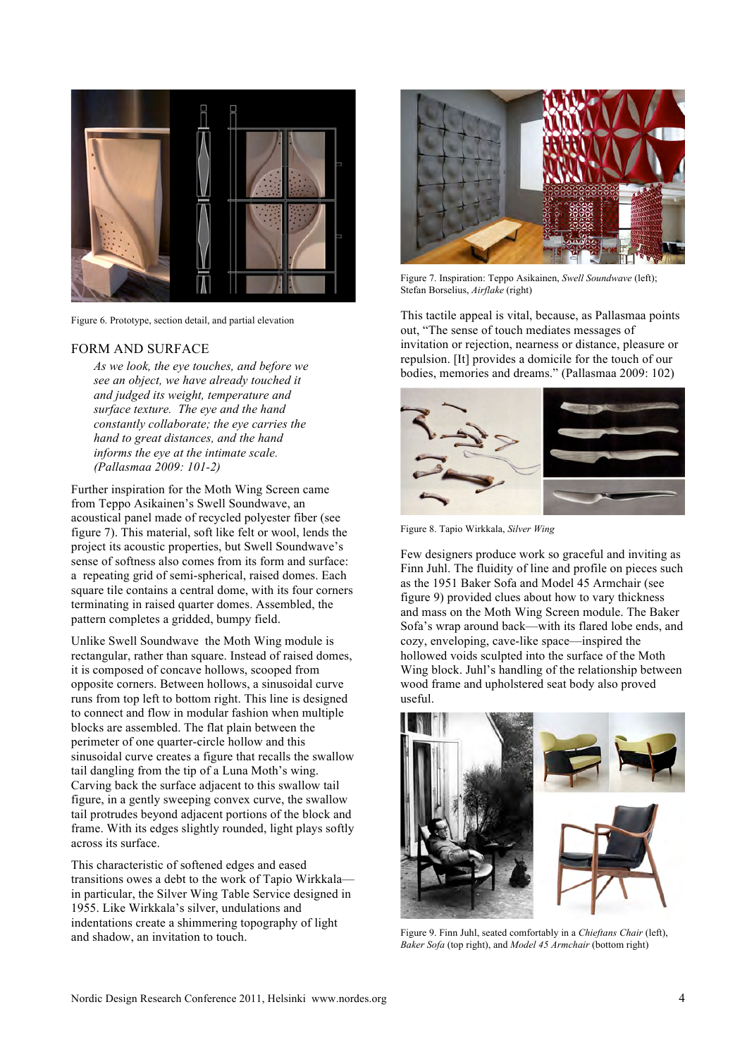Figure 6. Prototype, section detail, and partial elevation

## FORM AND SURFACE

> *As we look, the eye touches, and before we see an object, we have already touched it and judged its weight, temperature and surface texture. The eye and the hand constantly collaborate; the eye carries the hand to great distances, and the hand informs the eye at the intimate scale. (Pallasmaa 2009: 101-2)*

Further inspiration for the Moth Wing Screen came from Teppo Asikainen's Swell Soundwave, an acoustical panel made of recycled polyester fiber (see figure 7). This material, soft like felt or wool, lends the project its acoustic properties, but Swell Soundwave's sense of softness also comes from its form and surface: a repeating grid of semi-spherical, raised domes. Each square tile contains a central dome, with its four corners terminating in raised quarter domes. Assembled, the pattern completes a gridded, bumpy field.

Unlike Swell Soundwave the Moth Wing module is rectangular, rather than square. Instead of raised domes, it is composed of concave hollows, scooped from opposite corners. Between hollows, a sinusoidal curve runs from top left to bottom right. This line is designed to connect and flow in modular fashion when multiple blocks are assembled. The flat plain between the perimeter of one quarter-circle hollow and this sinusoidal curve creates a figure that recalls the swallow tail dangling from the tip of a Luna Moth's wing. Carving back the surface adjacent to this swallow tail figure, in a gently sweeping convex curve, the swallow tail protrudes beyond adjacent portions of the block and frame. With its edges slightly rounded, light plays softly across its surface.

This characteristic of softened edges and eased transitions owes a debt to the work of Tapio Wirkkala—in particular, the Silver Wing Table Service designed in 1955. Like Wirkkala's silver, undulations and indentations create a shimmering topography of light and shadow, an invitation to touch.

Figure 7. Inspiration: Teppo Asikainen, *Swell Soundwave* (left); Stefan Borselius, *Airflake* (right)

This tactile appeal is vital, because, as Pallasmaa points out, "The sense of touch mediates messages of invitation or rejection, nearness or distance, pleasure or repulsion. [It] provides a domicile for the touch of our bodies, memories and dreams." (Pallasmaa 2009: 102)

Figure 8. Tapio Wirkkala, *Silver Wing*

Few designers produce work so graceful and inviting as Finn Juhl. The fluidity of line and profile on pieces such as the 1951 Baker Sofa and Model 45 Armchair (see figure 9) provided clues about how to vary thickness and mass on the Moth Wing Screen module. The Baker Sofa's wrap around back—with its flared lobe ends, and cozy, enveloping, cave-like space—inspired the hollowed voids sculpted into the surface of the Moth Wing block. Juhl's handling of the relationship between wood frame and upholstered seat body also proved useful.

Figure 9. Finn Juhl, seated comfortably in a *Chieftans Chair* (left), *Baker Sofa* (top right), and *Model 45 Armchair* (bottom right)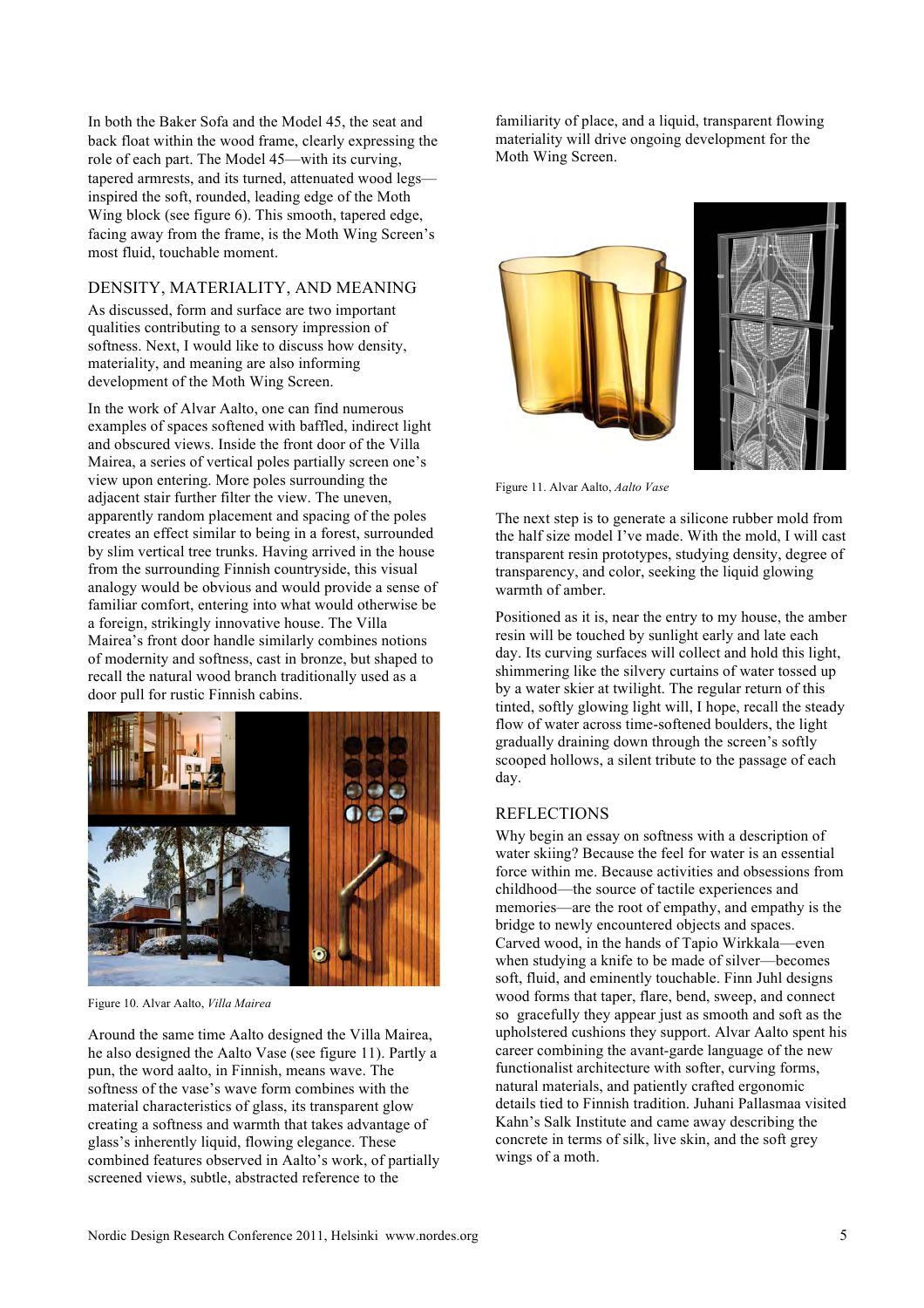In both the Baker Sofa and the Model 45, the seat and back float within the wood frame, clearly expressing the role of each part. The Model 45—with its curving, tapered armrests, and its turned, attenuated wood legs—inspired the soft, rounded, leading edge of the Moth Wing block (see figure 6). This smooth, tapered edge, facing away from the frame, is the Moth Wing Screen's most fluid, touchable moment.

## DENSITY, MATERIALITY, AND MEANING

As discussed, form and surface are two important qualities contributing to a sensory impression of softness. Next, I would like to discuss how density, materiality, and meaning are also informing development of the Moth Wing Screen.

In the work of Alvar Aalto, one can find numerous examples of spaces softened with baffled, indirect light and obscured views. Inside the front door of the Villa Mairea, a series of vertical poles partially screen one's view upon entering. More poles surrounding the adjacent stair further filter the view. The uneven, apparently random placement and spacing of the poles creates an effect similar to being in a forest, surrounded by slim vertical tree trunks. Having arrived in the house from the surrounding Finnish countryside, this visual analogy would be obvious and would provide a sense of familiar comfort, entering into what would otherwise be a foreign, strikingly innovative house. The Villa Mairea's front door handle similarly combines notions of modernity and softness, cast in bronze, but shaped to recall the natural wood branch traditionally used as a door pull for rustic Finnish cabins.

Figure 10. Alvar Aalto, *Villa Mairea*

Around the same time Aalto designed the Villa Mairea, he also designed the Aalto Vase (see figure 11). Partly a pun, the word aalto, in Finnish, means wave. The softness of the vase's wave form combines with the material characteristics of glass, its transparent glow creating a softness and warmth that takes advantage of glass's inherently liquid, flowing elegance. These combined features observed in Aalto's work, of partially screened views, subtle, abstracted reference to the familiarity of place, and a liquid, transparent flowing materiality will drive ongoing development for the Moth Wing Screen.

Figure 11. Alvar Aalto, *Aalto Vase*

The next step is to generate a silicone rubber mold from the half size model I've made. With the mold, I will cast transparent resin prototypes, studying density, degree of transparency, and color, seeking the liquid glowing warmth of amber.

Positioned as it is, near the entry to my house, the amber resin will be touched by sunlight early and late each day. Its curving surfaces will collect and hold this light, shimmering like the silvery curtains of water tossed up by a water skier at twilight. The regular return of this tinted, softly glowing light will, I hope, recall the steady flow of water across time-softened boulders, the light gradually draining down through the screen's softly scooped hollows, a silent tribute to the passage of each day.

## REFLECTIONS

Why begin an essay on softness with a description of water skiing? Because the feel for water is an essential force within me. Because activities and obsessions from childhood—the source of tactile experiences and memories—are the root of empathy, and empathy is the bridge to newly encountered objects and spaces. Carved wood, in the hands of Tapio Wirkkala—even when studying a knife to be made of silver—becomes soft, fluid, and eminently touchable. Finn Juhl designs wood forms that taper, flare, bend, sweep, and connect so gracefully they appear just as smooth and soft as the upholstered cushions they support. Alvar Aalto spent his career combining the avant-garde language of the new functionalist architecture with softer, curving forms, natural materials, and patiently crafted ergonomic details tied to Finnish tradition. Juhani Pallasmaa visited Kahn's Salk Institute and came away describing the concrete in terms of silk, live skin, and the soft grey wings of a moth.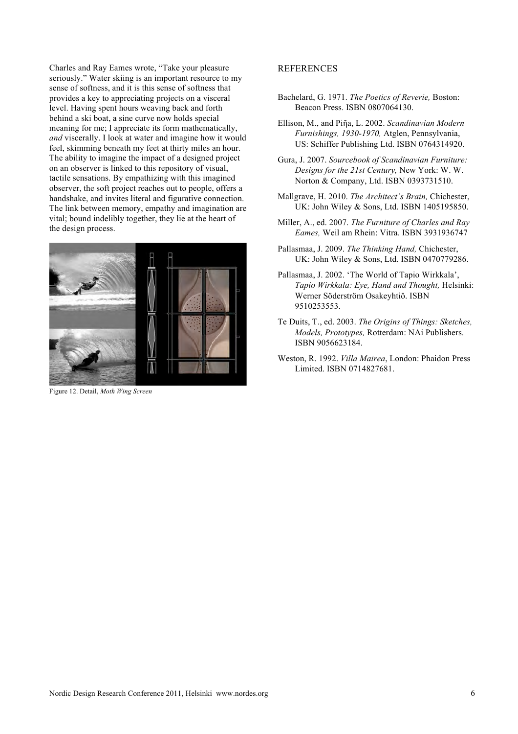Charles and Ray Eames wrote, “Take your pleasure seriously.” Water skiing is an important resource to my sense of softness, and it is this sense of softness that provides a key to appreciating projects on a visceral level. Having spent hours weaving back and forth behind a ski boat, a sine curve now holds special meaning for me; I appreciate its form mathematically, *and* viscerally. I look at water and imagine how it would feel, skimming beneath my feet at thirty miles an hour. The ability to imagine the impact of a designed project on an observer is linked to this repository of visual, tactile sensations. By empathizing with this imagined observer, the soft project reaches out to people, offers a handshake, and invites literal and figurative connection. The link between memory, empathy and imagination are vital; bound indelibly together, they lie at the heart of the design process.

Figure 12. Detail, *Moth Wing Screen*

## REFERENCES

Bachelard, G. 1971. *The Poetics of Reverie,* Boston: Beacon Press. ISBN 0807064130.

Ellison, M., and Piñ̃a, L. 2002. *Scandinavian Modern Furnishings, 1930-1970,* Atglen, Pennsylvania, US: Schiffer Publishing Ltd. ISBN 0764314920.

Gura, J. 2007. *Sourcebook of Scandinavian Furniture: Designs for the 21st Century,* New York: W. W. Norton & Company, Ltd. ISBN 0393731510.

Mallgrave, H. 2010. *The Architect's Brain,* Chichester, UK: John Wiley & Sons, Ltd. ISBN 1405195850.

Miller, A., ed. 2007. *The Furniture of Charles and Ray Eames,* Weil am Rhein: Vitra. ISBN 3931936747

Pallasmaa, J. 2009. *The Thinking Hand,* Chichester, UK: John Wiley & Sons, Ltd. ISBN 0470779286.

Pallasmaa, J. 2002. 'The World of Tapio Wirkkala', *Tapio Wirkkala: Eye, Hand and Thought,* Helsinki: Werner Söderström Osakeyhtiö. ISBN 9510253553.

Te Duits, T., ed. 2003. *The Origins of Things: Sketches, Models, Prototypes,* Rotterdam: NAi Publishers. ISBN 9056623184.

Weston, R. 1992. *Villa Mairea*, London: Phaidon Press Limited. ISBN 0714827681.